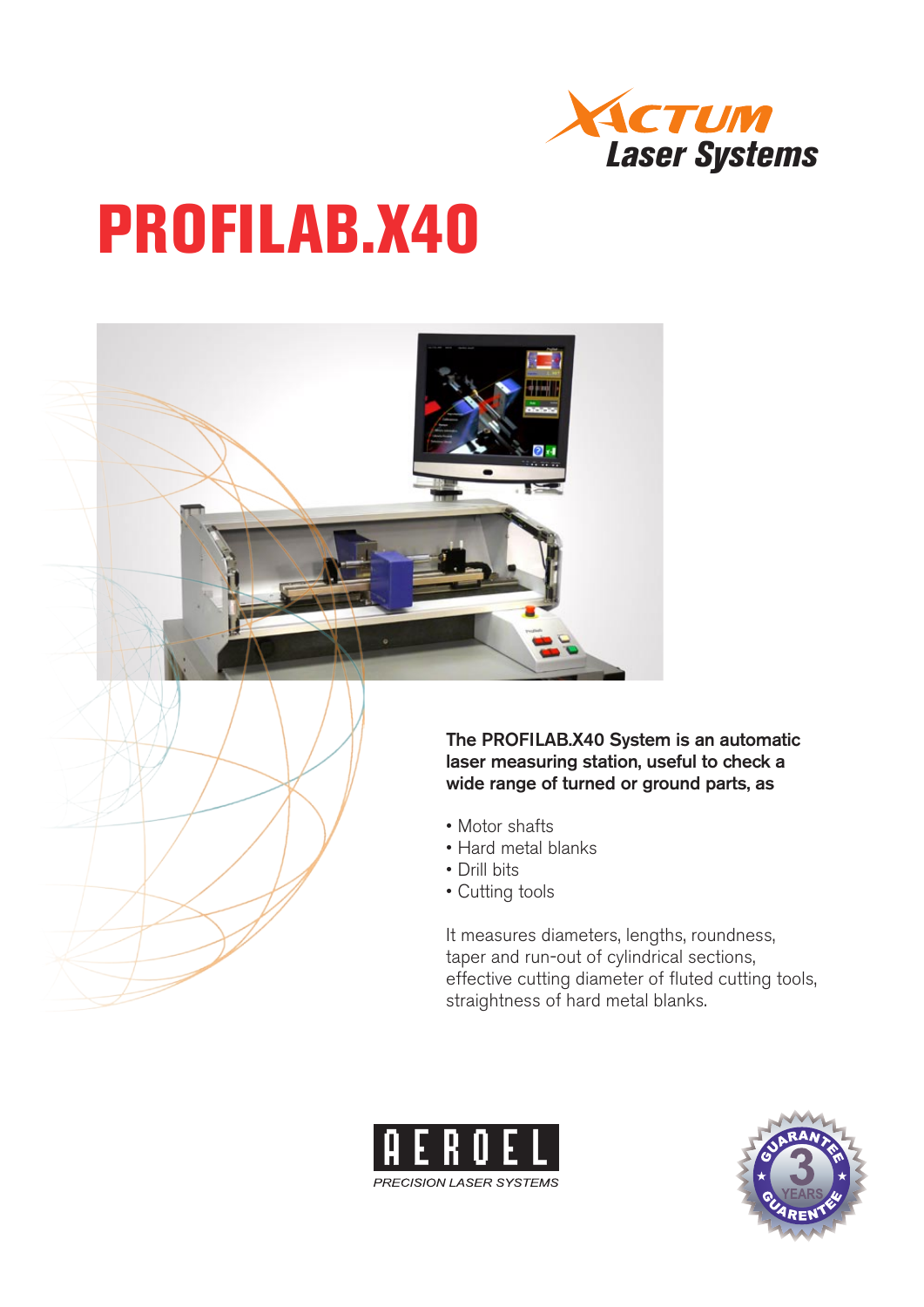XACTUM Laser Systems

# PROFILAB.X40

**The PROFILAB.X40 System is an automatic laser measuring station, useful to check a wide range of turned or ground parts, as**

- Motor shafts
- Hard metal blanks
- Drill bits
- Cutting tools

It measures diameters, lengths, roundness, taper and run-out of cylindrical sections, effective cutting diameter of fluted cutting tools, straightness of hard metal blanks.

AEROEL

*PRECISION LASER SYSTEMS*

GUARANTEE 3 YEARS GUARENTEE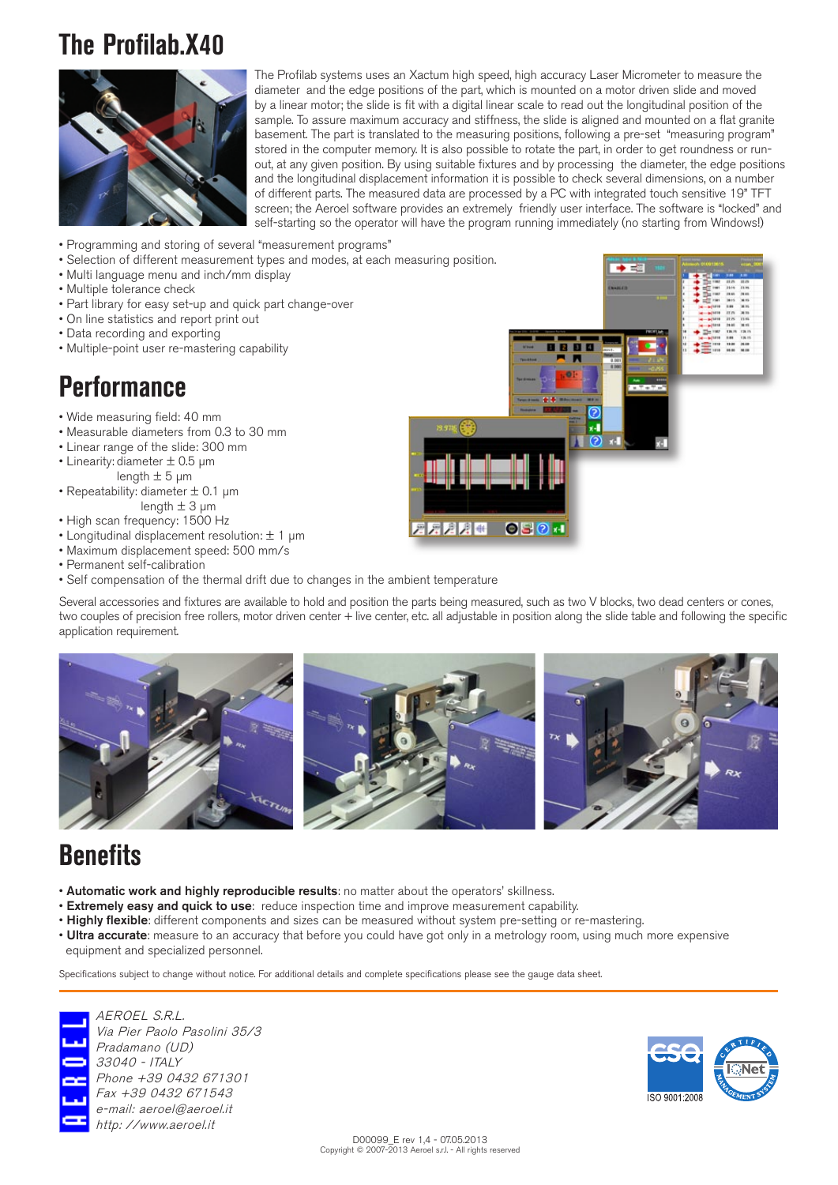# The Profilab.X40

The Profilab systems uses an Xactum high speed, high accuracy Laser Micrometer to measure the diameter and the edge positions of the part, which is mounted on a motor driven slide and moved by a linear motor; the slide is fit with a digital linear scale to read out the longitudinal position of the sample. To assure maximum accuracy and stiffness, the slide is aligned and mounted on a flat granite basement. The part is translated to the measuring positions, following a pre-set "measuring program" stored in the computer memory. It is also possible to rotate the part, in order to get roundness or run-out, at any given position. By using suitable fixtures and by processing the diameter, the edge positions and the longitudinal displacement information it is possible to check several dimensions, on a number of different parts. The measured data are processed by a PC with integrated touch sensitive 19" TFT screen; the Aeroel software provides an extremely friendly user interface. The software is "locked" and self-starting so the operator will have the program running immediately (no starting from Windows!)

- Programming and storing of several "measurement programs"
- Selection of different measurement types and modes, at each measuring position.
- Multi language menu and inch/mm display
- Multiple tolerance check
- Part library for easy set-up and quick part change-over
- On line statistics and report print out
- Data recording and exporting
- Multiple-point user re-mastering capability

## Performance

- Wide measuring field: 40 mm
- Measurable diameters from 0.3 to 30 mm
- Linear range of the slide: 300 mm
- Linearity: diameter ± 0.5 μm
  length ± 5 μm
- Repeatability: diameter ± 0.1 μm
  length ± 3 μm
- High scan frequency: 1500 Hz
- Longitudinal displacement resolution: ± 1 μm
- Maximum displacement speed: 500 mm/s
- Permanent self-calibration
- Self compensation of the thermal drift due to changes in the ambient temperature

Several accessories and fixtures are available to hold and position the parts being measured, such as two V blocks, two dead centers or cones, two couples of precision free rollers, motor driven center + live center, etc. all adjustable in position along the slide table and following the specific application requirement.

## Benefits

- **Automatic work and highly reproducible results**: no matter about the operators' skillness.
- **Extremely easy and quick to use**: reduce inspection time and improve measurement capability.
- **Highly flexible**: different components and sizes can be measured without system pre-setting or re-mastering.
- **Ultra accurate**: measure to an accuracy that before you could have got only in a metrology room, using much more expensive equipment and specialized personnel.

Specifications subject to change without notice. For additional details and complete specifications please see the gauge data sheet.

*AEROEL S.R.L.*
*Via Pier Paolo Pasolini 35/3*
*Pradamano (UD)*
*33040 - ITALY*
*Phone +39 0432 671301*
*Fax +39 0432 671543*
*e-mail: aeroel@aeroel.it*
*http: //www.aeroel.it*

ISO 9001:2008

D00099_E rev 1,4 - 07.05.2013
Copyright © 2007-2013 Aeroel s.r.l. - All rights reserved